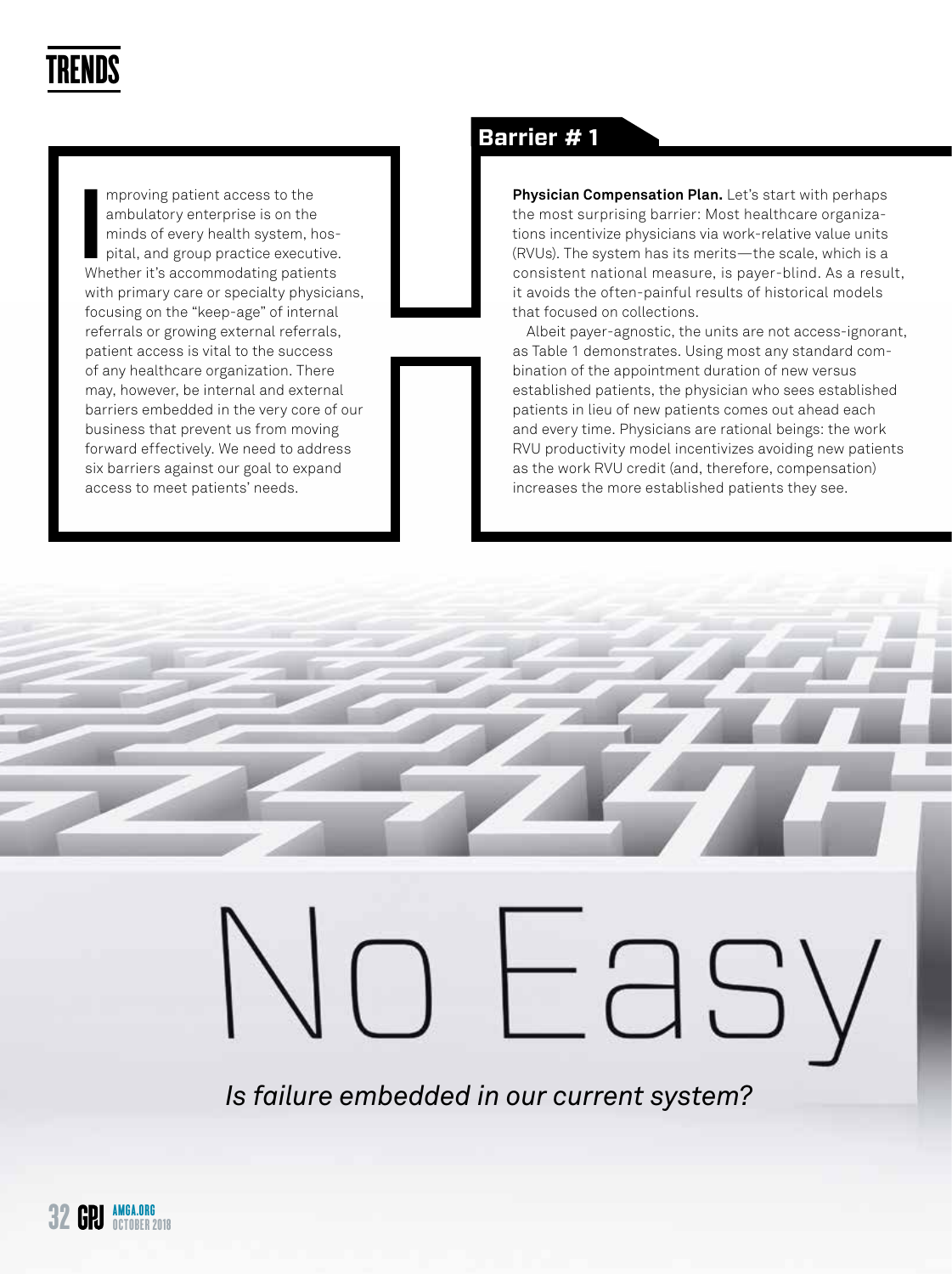# No Easy

*Is failure embedded in our current system?*

Improving patient access to the ambulatory enterprise is on the minds of every health system, hospital, and group practice executive. Whether it's accommodating patients with primary care or specialty physicians, focusing on the "keep-age" of internal referrals or growing external referrals, patient access is vital to the success of any healthcare organization. There may, however, be internal and external barriers embedded in the very core of our business that prevent us from moving forward effectively. We need to address six barriers against our goal to expand access to meet patients' needs.

## Barrier # 1

**Physician Compensation Plan.** Let's start with perhaps the most surprising barrier: Most healthcare organizations incentivize physicians via work-relative value units (RVUs). The system has its merits—the scale, which is a consistent national measure, is payer-blind. As a result, it avoids the often-painful results of historical models that focused on collections.

Albeit payer-agnostic, the units are not access-ignorant, as Table 1 demonstrates. Using most any standard combination of the appointment duration of new versus established patients, the physician who sees established patients in lieu of new patients comes out ahead each and every time. Physicians are rational beings: the work RVU productivity model incentivizes avoiding new patients as the work RVU credit (and, therefore, compensation) increases the more established patients they see.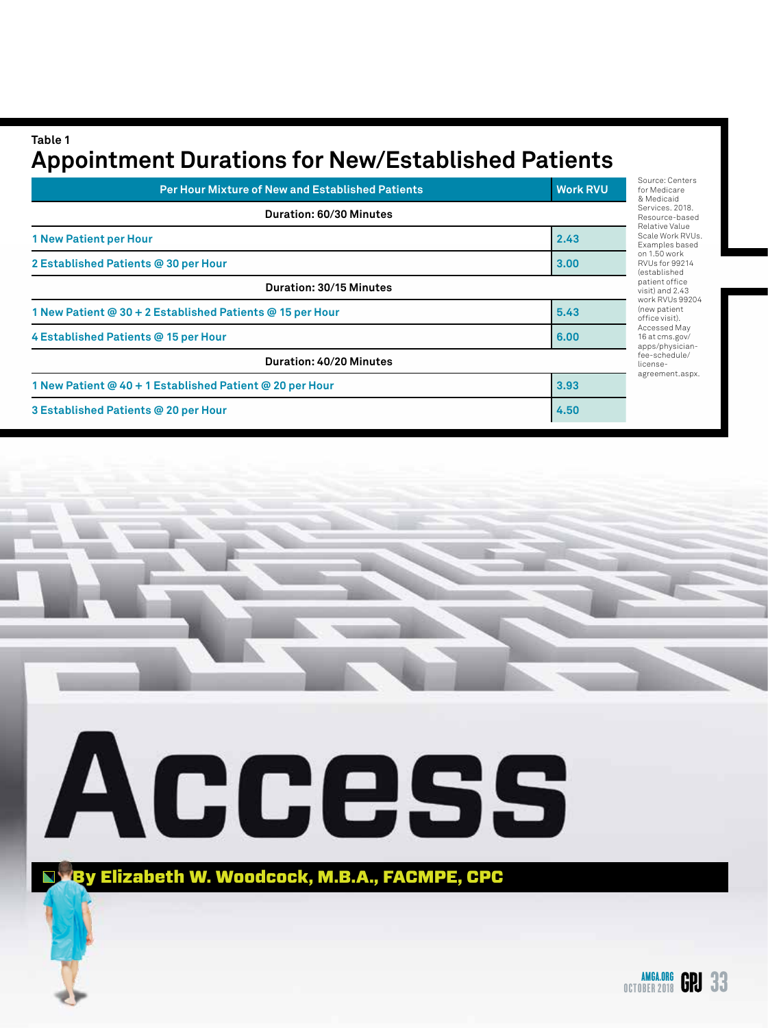Table 1

## Appointment Durations for New/Established Patients

| Per Hour Mixture of New and Established Patients | Work RVU |
|---|---|
| **Duration: 60/30 Minutes** | |
| 1 New Patient per Hour | 2.43 |
| 2 Established Patients @ 30 per Hour | 3.00 |
| **Duration: 30/15 Minutes** | |
| 1 New Patient @ 30 + 2 Established Patients @ 15 per Hour | 5.43 |
| 4 Established Patients @ 15 per Hour | 6.00 |
| **Duration: 40/20 Minutes** | |
| 1 New Patient @ 40 + 1 Established Patient @ 20 per Hour | 3.93 |
| 3 Established Patients @ 20 per Hour | 4.50 |

Source: Centers for Medicare & Medicaid Services. 2018. Resource-based Relative Value Scale Work RVUs. Examples based on 1.50 work RVUs for 99214 (established patient office visit) and 2.43 work RVUs 99204 (new patient office visit). Accessed May 16 at cms.gov/apps/physician-fee-schedule/license-agreement.aspx.

# Access

**By Elizabeth W. Woodcock, M.B.A., FACMPE, CPC**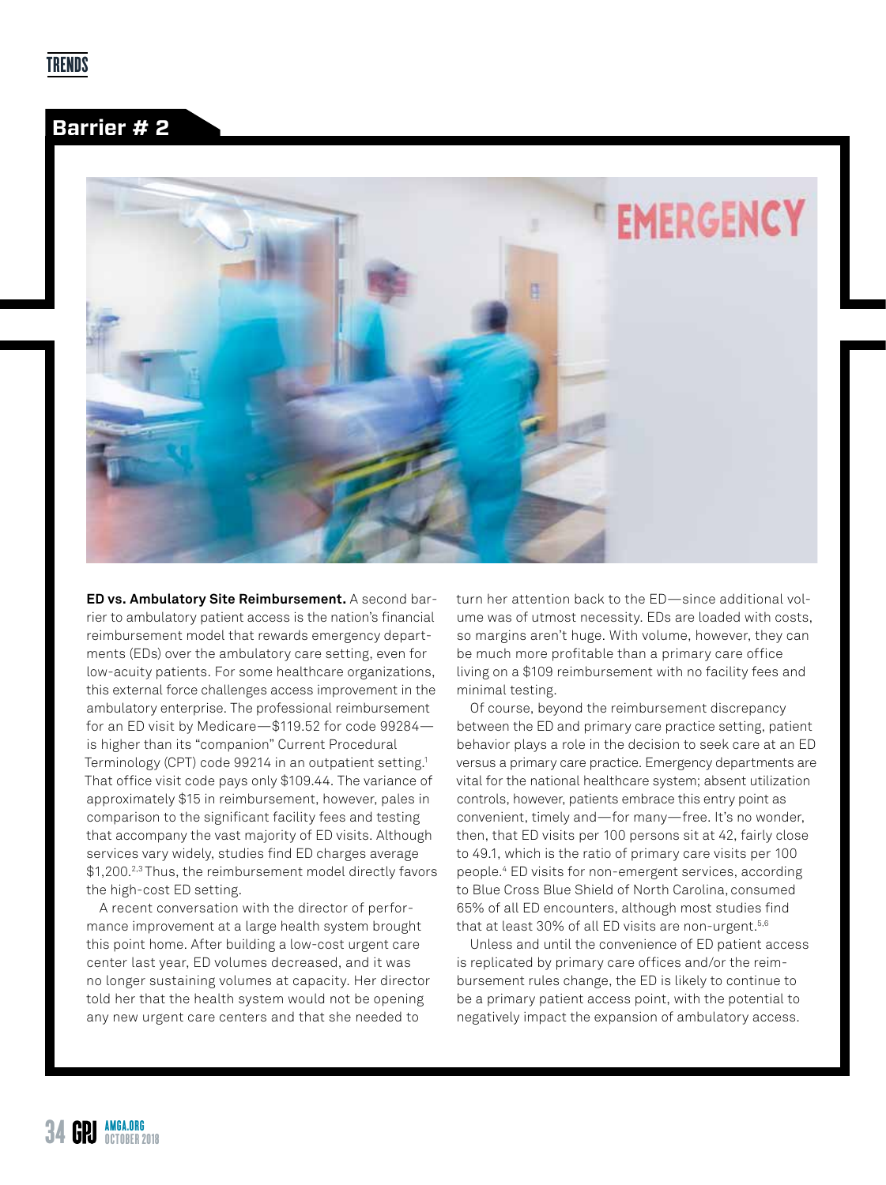## Barrier # 2

**ED vs. Ambulatory Site Reimbursement.** A second barrier to ambulatory patient access is the nation's financial reimbursement model that rewards emergency departments (EDs) over the ambulatory care setting, even for low-acuity patients. For some healthcare organizations, this external force challenges access improvement in the ambulatory enterprise. The professional reimbursement for an ED visit by Medicare—$119.52 for code 99284—is higher than its "companion" Current Procedural Terminology (CPT) code 99214 in an outpatient setting.[1] That office visit code pays only $109.44. The variance of approximately $15 in reimbursement, however, pales in comparison to the significant facility fees and testing that accompany the vast majority of ED visits. Although services vary widely, studies find ED charges average $1,200.[2,3] Thus, the reimbursement model directly favors the high-cost ED setting.

A recent conversation with the director of performance improvement at a large health system brought this point home. After building a low-cost urgent care center last year, ED volumes decreased, and it was no longer sustaining volumes at capacity. Her director told her that the health system would not be opening any new urgent care centers and that she needed to turn her attention back to the ED—since additional volume was of utmost necessity. EDs are loaded with costs, so margins aren't huge. With volume, however, they can be much more profitable than a primary care office living on a $109 reimbursement with no facility fees and minimal testing.

Of course, beyond the reimbursement discrepancy between the ED and primary care practice setting, patient behavior plays a role in the decision to seek care at an ED versus a primary care practice. Emergency departments are vital for the national healthcare system; absent utilization controls, however, patients embrace this entry point as convenient, timely and—for many—free. It's no wonder, then, that ED visits per 100 persons sit at 42, fairly close to 49.1, which is the ratio of primary care visits per 100 people.[4] ED visits for non-emergent services, according to Blue Cross Blue Shield of North Carolina, consumed 65% of all ED encounters, although most studies find that at least 30% of all ED visits are non-urgent.[5,6]

Unless and until the convenience of ED patient access is replicated by primary care offices and/or the reimbursement rules change, the ED is likely to continue to be a primary patient access point, with the potential to negatively impact the expansion of ambulatory access.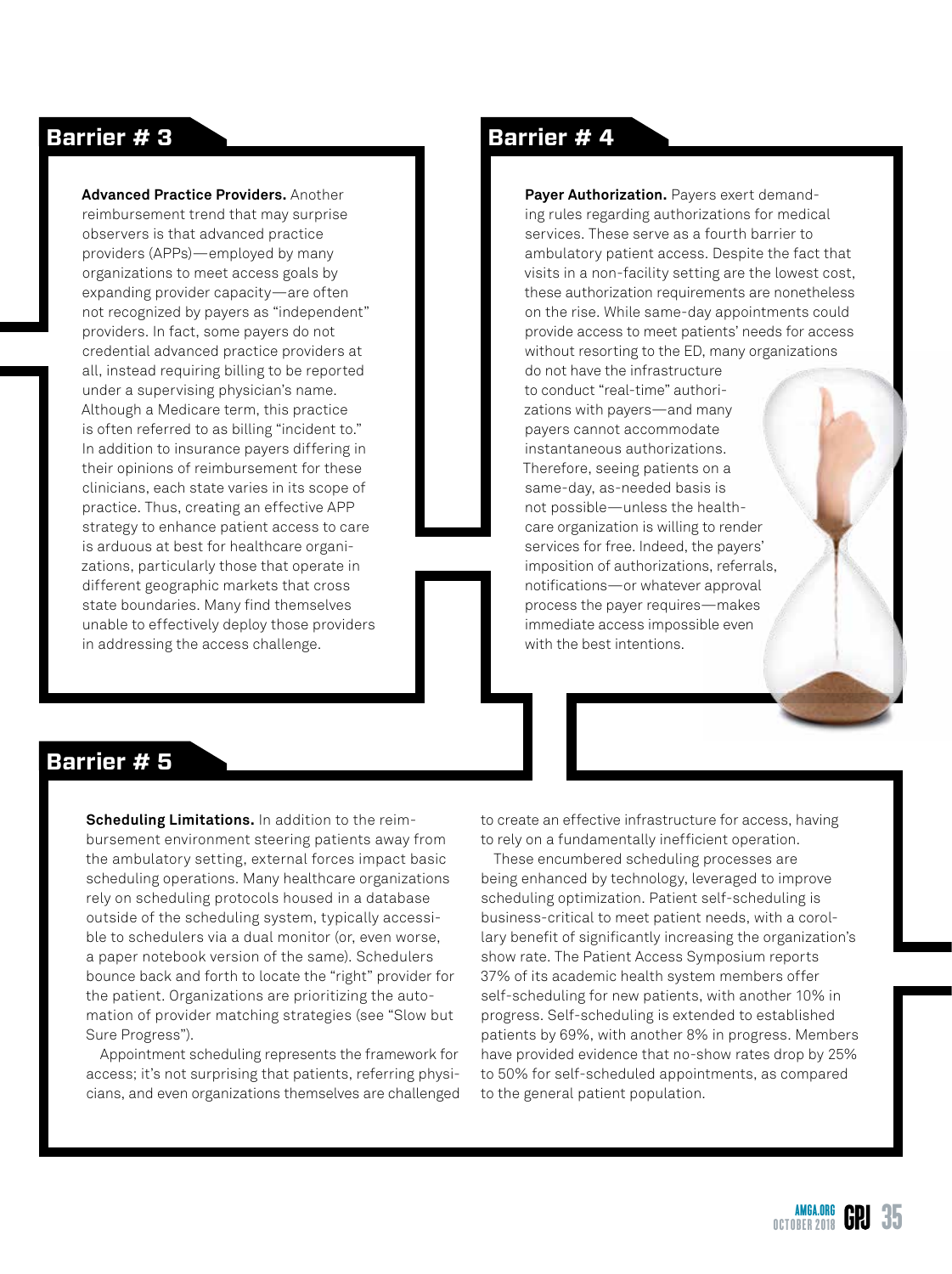## Barrier # 3

**Advanced Practice Providers.** Another reimbursement trend that may surprise observers is that advanced practice providers (APPs)—employed by many organizations to meet access goals by expanding provider capacity—are often not recognized by payers as "independent" providers. In fact, some payers do not credential advanced practice providers at all, instead requiring billing to be reported under a supervising physician's name. Although a Medicare term, this practice is often referred to as billing "incident to." In addition to insurance payers differing in their opinions of reimbursement for these clinicians, each state varies in its scope of practice. Thus, creating an effective APP strategy to enhance patient access to care is arduous at best for healthcare organizations, particularly those that operate in different geographic markets that cross state boundaries. Many find themselves unable to effectively deploy those providers in addressing the access challenge.

## Barrier # 4

**Payer Authorization.** Payers exert demanding rules regarding authorizations for medical services. These serve as a fourth barrier to ambulatory patient access. Despite the fact that visits in a non-facility setting are the lowest cost, these authorization requirements are nonetheless on the rise. While same-day appointments could provide access to meet patients' needs for access without resorting to the ED, many organizations do not have the infrastructure to conduct "real-time" authorizations with payers—and many payers cannot accommodate instantaneous authorizations. Therefore, seeing patients on a same-day, as-needed basis is not possible—unless the healthcare organization is willing to render services for free. Indeed, the payers' imposition of authorizations, referrals, notifications—or whatever approval process the payer requires—makes immediate access impossible even with the best intentions.

## Barrier # 5

**Scheduling Limitations.** In addition to the reimbursement environment steering patients away from the ambulatory setting, external forces impact basic scheduling operations. Many healthcare organizations rely on scheduling protocols housed in a database outside of the scheduling system, typically accessible to schedulers via a dual monitor (or, even worse, a paper notebook version of the same). Schedulers bounce back and forth to locate the "right" provider for the patient. Organizations are prioritizing the automation of provider matching strategies (see "Slow but Sure Progress").

Appointment scheduling represents the framework for access; it's not surprising that patients, referring physicians, and even organizations themselves are challenged to create an effective infrastructure for access, having to rely on a fundamentally inefficient operation.

These encumbered scheduling processes are being enhanced by technology, leveraged to improve scheduling optimization. Patient self-scheduling is business-critical to meet patient needs, with a corollary benefit of significantly increasing the organization's show rate. The Patient Access Symposium reports 37% of its academic health system members offer self-scheduling for new patients, with another 10% in progress. Self-scheduling is extended to established patients by 69%, with another 8% in progress. Members have provided evidence that no-show rates drop by 25% to 50% for self-scheduled appointments, as compared to the general patient population.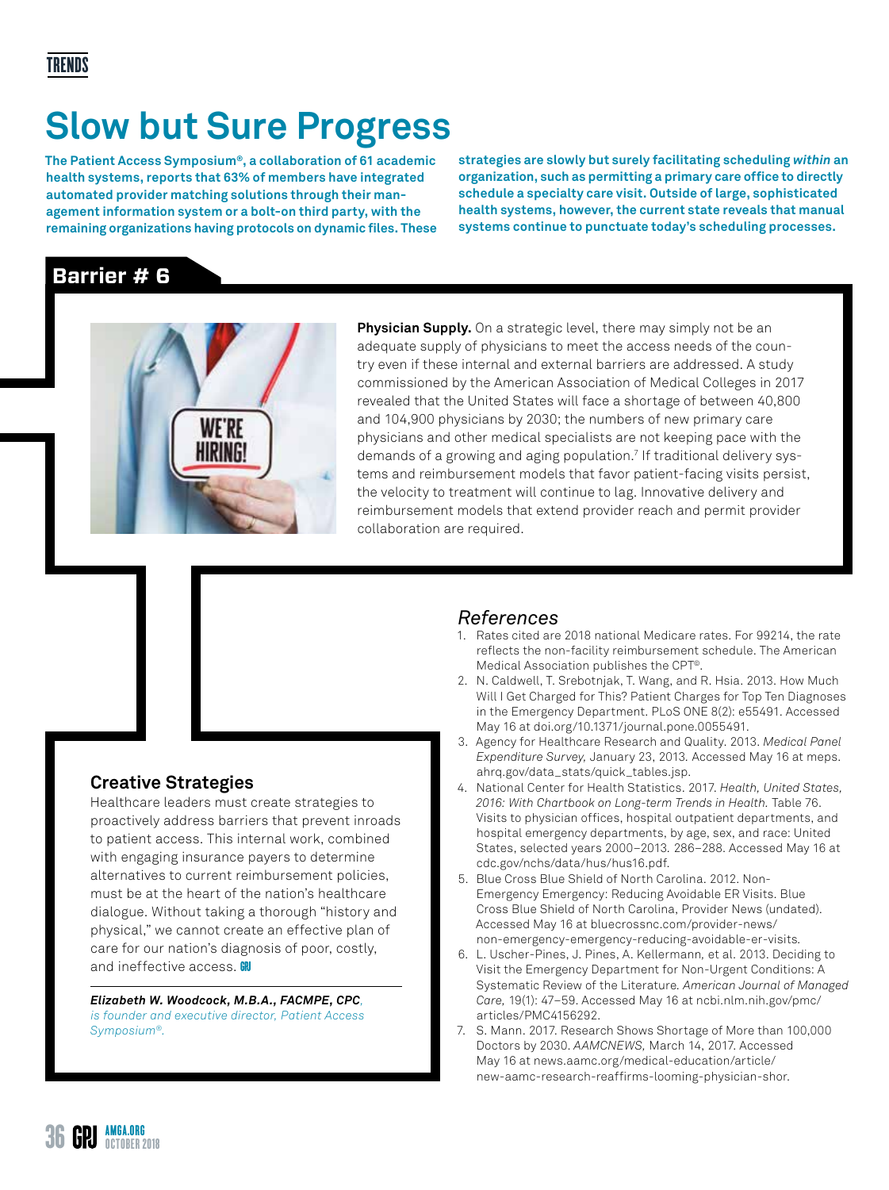## Slow but Sure Progress

**The Patient Access Symposium®, a collaboration of 61 academic health systems, reports that 63% of members have integrated automated provider matching solutions through their management information system or a bolt-on third party, with the remaining organizations having protocols on dynamic files. These strategies are slowly but surely facilitating scheduling *within* an organization, such as permitting a primary care office to directly schedule a specialty care visit. Outside of large, sophisticated health systems, however, the current state reveals that manual systems continue to punctuate today's scheduling processes.**

## Barrier # 6

**Physician Supply.** On a strategic level, there may simply not be an adequate supply of physicians to meet the access needs of the country even if these internal and external barriers are addressed. A study commissioned by the American Association of Medical Colleges in 2017 revealed that the United States will face a shortage of between 40,800 and 104,900 physicians by 2030; the numbers of new primary care physicians and other medical specialists are not keeping pace with the demands of a growing and aging population.[7] If traditional delivery systems and reimbursement models that favor patient-facing visits persist, the velocity to treatment will continue to lag. Innovative delivery and reimbursement models that extend provider reach and permit provider collaboration are required.

### Creative Strategies

Healthcare leaders must create strategies to proactively address barriers that prevent inroads to patient access. This internal work, combined with engaging insurance payers to determine alternatives to current reimbursement policies, must be at the heart of the nation's healthcare dialogue. Without taking a thorough "history and physical," we cannot create an effective plan of care for our nation's diagnosis of poor, costly, and ineffective access.

***Elizabeth W. Woodcock, M.B.A., FACMPE, CPC****, is founder and executive director, Patient Access Symposium®.*

### *References*

1. Rates cited are 2018 national Medicare rates. For 99214, the rate reflects the non-facility reimbursement schedule. The American Medical Association publishes the CPT®.
2. N. Caldwell, T. Srebotnjak, T. Wang, and R. Hsia. 2013. How Much Will I Get Charged for This? Patient Charges for Top Ten Diagnoses in the Emergency Department. PLoS ONE 8(2): e55491. Accessed May 16 at doi.org/10.1371/journal.pone.0055491.
3. Agency for Healthcare Research and Quality. 2013. *Medical Panel Expenditure Survey,* January 23, 2013. Accessed May 16 at meps.ahrq.gov/data_stats/quick_tables.jsp.
4. National Center for Health Statistics. 2017. *Health, United States, 2016: With Chartbook on Long-term Trends in Health.* Table 76. Visits to physician offices, hospital outpatient departments, and hospital emergency departments, by age, sex, and race: United States, selected years 2000–2013. 286–288. Accessed May 16 at cdc.gov/nchs/data/hus/hus16.pdf.
5. Blue Cross Blue Shield of North Carolina. 2012. Non-Emergency Emergency: Reducing Avoidable ER Visits. Blue Cross Blue Shield of North Carolina, Provider News (undated). Accessed May 16 at bluecrossnc.com/provider-news/non-emergency-emergency-reducing-avoidable-er-visits.
6. L. Uscher-Pines, J. Pines, A. Kellermann, et al. 2013. Deciding to Visit the Emergency Department for Non-Urgent Conditions: A Systematic Review of the Literature. *American Journal of Managed Care,* 19(1): 47–59. Accessed May 16 at ncbi.nlm.nih.gov/pmc/articles/PMC4156292.
7. S. Mann. 2017. Research Shows Shortage of More than 100,000 Doctors by 2030. *AAMCNEWS,* March 14, 2017. Accessed May 16 at news.aamc.org/medical-education/article/new-aamc-research-reaffirms-looming-physician-shor.